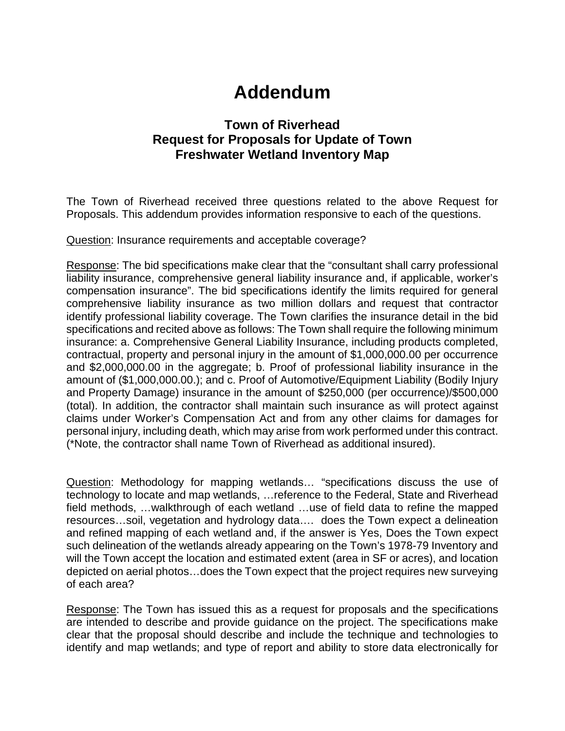# Addendum

### Town of Riverhead
### Request for Proposals for Update of Town Freshwater Wetland Inventory Map

The Town of Riverhead received three questions related to the above Request for Proposals. This addendum provides information responsive to each of the questions.

Question: Insurance requirements and acceptable coverage?

Response: The bid specifications make clear that the "consultant shall carry professional liability insurance, comprehensive general liability insurance and, if applicable, worker's compensation insurance". The bid specifications identify the limits required for general comprehensive liability insurance as two million dollars and request that contractor identify professional liability coverage. The Town clarifies the insurance detail in the bid specifications and recited above as follows: The Town shall require the following minimum insurance: a. Comprehensive General Liability Insurance, including products completed, contractual, property and personal injury in the amount of $1,000,000.00 per occurrence and $2,000,000.00 in the aggregate; b. Proof of professional liability insurance in the amount of ($1,000,000.00.); and c. Proof of Automotive/Equipment Liability (Bodily Injury and Property Damage) insurance in the amount of $250,000 (per occurrence)/$500,000 (total). In addition, the contractor shall maintain such insurance as will protect against claims under Worker's Compensation Act and from any other claims for damages for personal injury, including death, which may arise from work performed under this contract. (*Note, the contractor shall name Town of Riverhead as additional insured).

Question: Methodology for mapping wetlands… "specifications discuss the use of technology to locate and map wetlands, …reference to the Federal, State and Riverhead field methods, …walkthrough of each wetland …use of field data to refine the mapped resources…soil, vegetation and hydrology data…. does the Town expect a delineation and refined mapping of each wetland and, if the answer is Yes, Does the Town expect such delineation of the wetlands already appearing on the Town's 1978-79 Inventory and will the Town accept the location and estimated extent (area in SF or acres), and location depicted on aerial photos…does the Town expect that the project requires new surveying of each area?

Response: The Town has issued this as a request for proposals and the specifications are intended to describe and provide guidance on the project. The specifications make clear that the proposal should describe and include the technique and technologies to identify and map wetlands; and type of report and ability to store data electronically for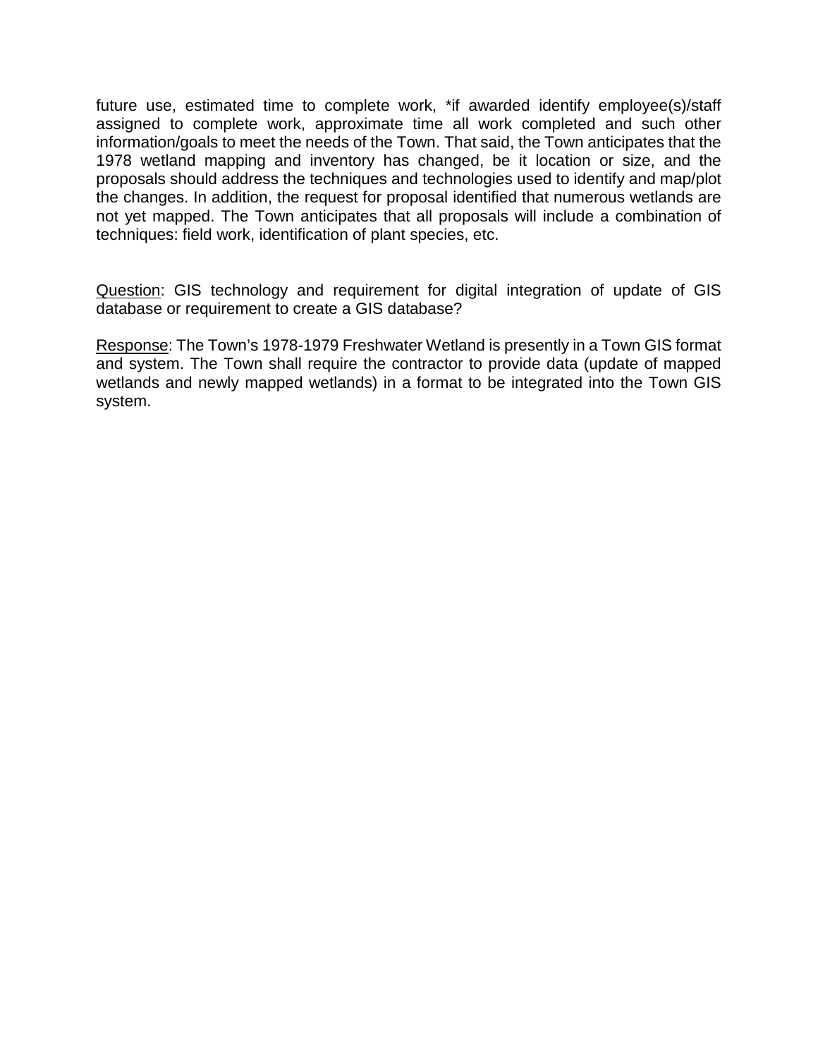future use, estimated time to complete work, *if awarded identify employee(s)/staff assigned to complete work, approximate time all work completed and such other information/goals to meet the needs of the Town. That said, the Town anticipates that the 1978 wetland mapping and inventory has changed, be it location or size, and the proposals should address the techniques and technologies used to identify and map/plot the changes. In addition, the request for proposal identified that numerous wetlands are not yet mapped. The Town anticipates that all proposals will include a combination of techniques: field work, identification of plant species, etc.

<u>Question</u>: GIS technology and requirement for digital integration of update of GIS database or requirement to create a GIS database?

<u>Response</u>: The Town's 1978-1979 Freshwater Wetland is presently in a Town GIS format and system. The Town shall require the contractor to provide data (update of mapped wetlands and newly mapped wetlands) in a format to be integrated into the Town GIS system.